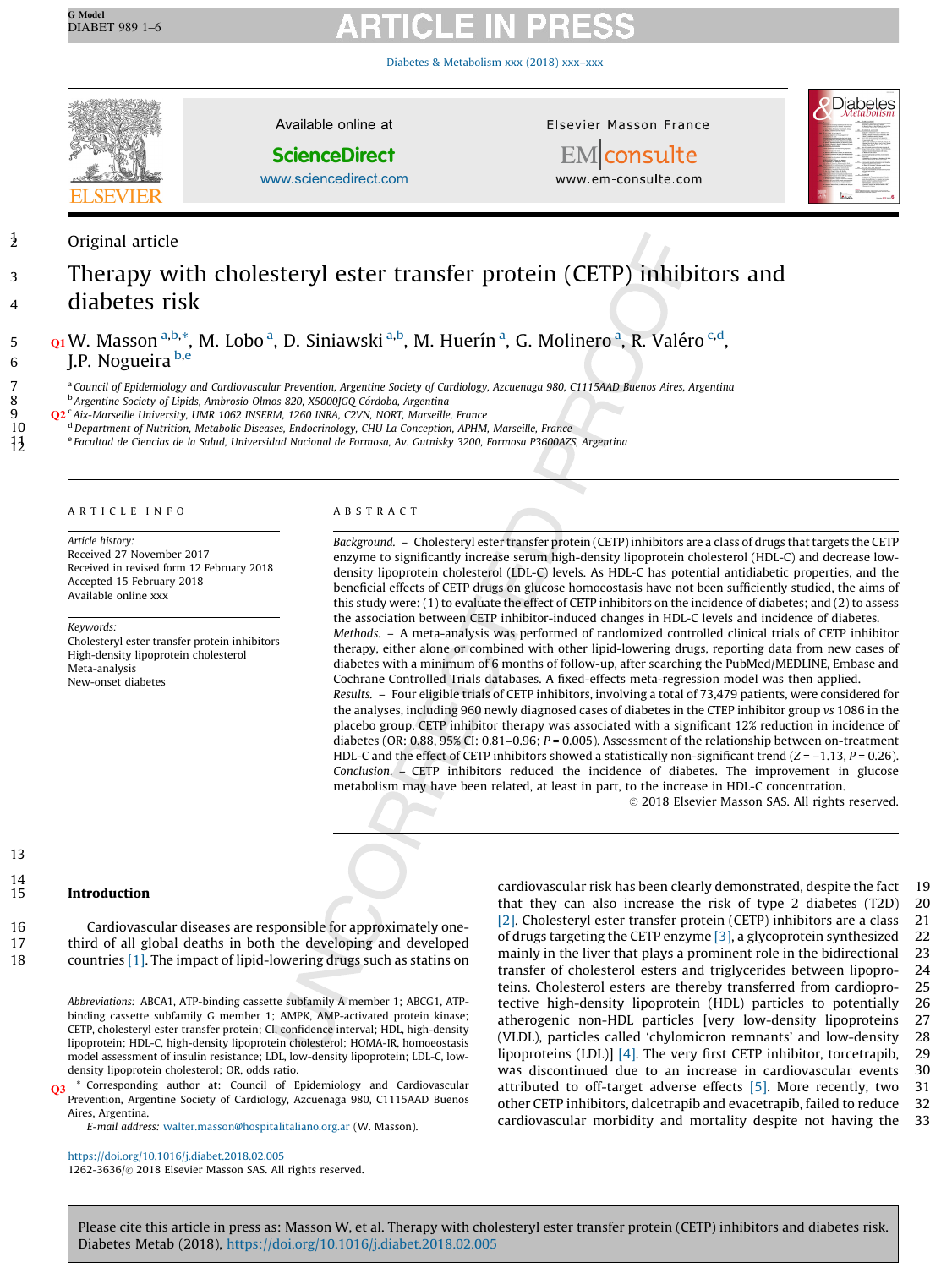Original article

# Therapy with cholesteryl ester transfer protein (CETP) inhibitors and diabetes risk

W. Masson [a,b,*], M. Lobo [a], D. Siniawski [a,b], M. Huerín [a], G. Molinero [a], R. Valéro [c,d], J.P. Nogueira [b,e]

[a] Council of Epidemiology and Cardiovascular Prevention, Argentine Society of Cardiology, Azcuenaga 980, C1115AAD Buenos Aires, Argentina
[b] Argentine Society of Lipids, Ambrosio Olmos 820, X5000JGQ Córdoba, Argentina
[c] Aix-Marseille University, UMR 1062 INSERM, 1260 INRA, C2VN, NORT, Marseille, France
[d] Department of Nutrition, Metabolic Diseases, Endocrinology, CHU La Conception, APHM, Marseille, France
[e] Facultad de Ciencias de la Salud, Universidad Nacional de Formosa, Av. Gutnisky 3200, Formosa P3600AZS, Argentina

## ARTICLE INFO

*Article history:*
Received 27 November 2017
Received in revised form 12 February 2018
Accepted 15 February 2018
Available online xxx

*Keywords:*
Cholesteryl ester transfer protein inhibitors
High-density lipoprotein cholesterol
Meta-analysis
New-onset diabetes

## ABSTRACT

*Background.* – Cholesteryl ester transfer protein (CETP) inhibitors are a class of drugs that targets the CETP enzyme to significantly increase serum high-density lipoprotein cholesterol (HDL-C) and decrease low-density lipoprotein cholesterol (LDL-C) levels. As HDL-C has potential antidiabetic properties, and the beneficial effects of CETP drugs on glucose homoeostasis have not been sufficiently studied, the aims of this study were: (1) to evaluate the effect of CETP inhibitors on the incidence of diabetes; and (2) to assess the association between CETP inhibitor-induced changes in HDL-C levels and incidence of diabetes.

*Methods.* – A meta-analysis was performed of randomized controlled clinical trials of CETP inhibitor therapy, either alone or combined with other lipid-lowering drugs, reporting data from new cases of diabetes with a minimum of 6 months of follow-up, after searching the PubMed/MEDLINE, Embase and Cochrane Controlled Trials databases. A fixed-effects meta-regression model was then applied.

*Results.* – Four eligible trials of CETP inhibitors, involving a total of 73,479 patients, were considered for the analyses, including 960 newly diagnosed cases of diabetes in the CTEP inhibitor group *vs* 1086 in the placebo group. CETP inhibitor therapy was associated with a significant 12% reduction in incidence of diabetes (OR: 0.88, 95% CI: 0.81–0.96; $P = 0.005$). Assessment of the relationship between on-treatment HDL-C and the effect of CETP inhibitors showed a statistically non-significant trend ($Z = -1.13$, $P = 0.26$).

*Conclusion.* – CETP inhibitors reduced the incidence of diabetes. The improvement in glucose metabolism may have been related, at least in part, to the increase in HDL-C concentration.

© 2018 Elsevier Masson SAS. All rights reserved.

## Introduction

Cardiovascular diseases are responsible for approximately one-third of all global deaths in both the developing and developed countries [1]. The impact of lipid-lowering drugs such as statins on cardiovascular risk has been clearly demonstrated, despite the fact that they can also increase the risk of type 2 diabetes (T2D) [2]. Cholesteryl ester transfer protein (CETP) inhibitors are a class of drugs targeting the CETP enzyme [3], a glycoprotein synthesized mainly in the liver that plays a prominent role in the bidirectional transfer of cholesterol esters and triglycerides between lipoproteins. Cholesterol esters are thereby transferred from cardioprotective high-density lipoprotein (HDL) particles to potentially atherogenic non-HDL particles [very low-density lipoproteins (VLDL), particles called 'chylomicron remnants' and low-density lipoproteins (LDL)] [4]. The very first CETP inhibitor, torcetrapib, was discontinued due to an increase in cardiovascular events attributed to off-target adverse effects [5]. More recently, two other CETP inhibitors, dalcetrapib and evacetrapib, failed to reduce cardiovascular morbidity and mortality despite not having the

Abbreviations: ABCA1, ATP-binding cassette subfamily A member 1; ABCG1, ATP-binding cassette subfamily G member 1; AMPK, AMP-activated protein kinase; CETP, cholesteryl ester transfer protein; CI, confidence interval; HDL, high-density lipoprotein; HDL-C, high-density lipoprotein cholesterol; HOMA-IR, homoeostasis model assessment of insulin resistance; LDL, low-density lipoprotein; LDL-C, low-density lipoprotein cholesterol; OR, odds ratio.

\* Corresponding author at: Council of Epidemiology and Cardiovascular Prevention, Argentine Society of Cardiology, Azcuenaga 980, C1115AAD Buenos Aires, Argentina.
*E-mail address:* walter.masson@hospitalitaliano.org.ar (W. Masson).

https://doi.org/10.1016/j.diabet.2018.02.005
1262-3636/© 2018 Elsevier Masson SAS. All rights reserved.

Please cite this article in press as: Masson W, et al. Therapy with cholesteryl ester transfer protein (CETP) inhibitors and diabetes risk. Diabetes Metab (2018), https://doi.org/10.1016/j.diabet.2018.02.005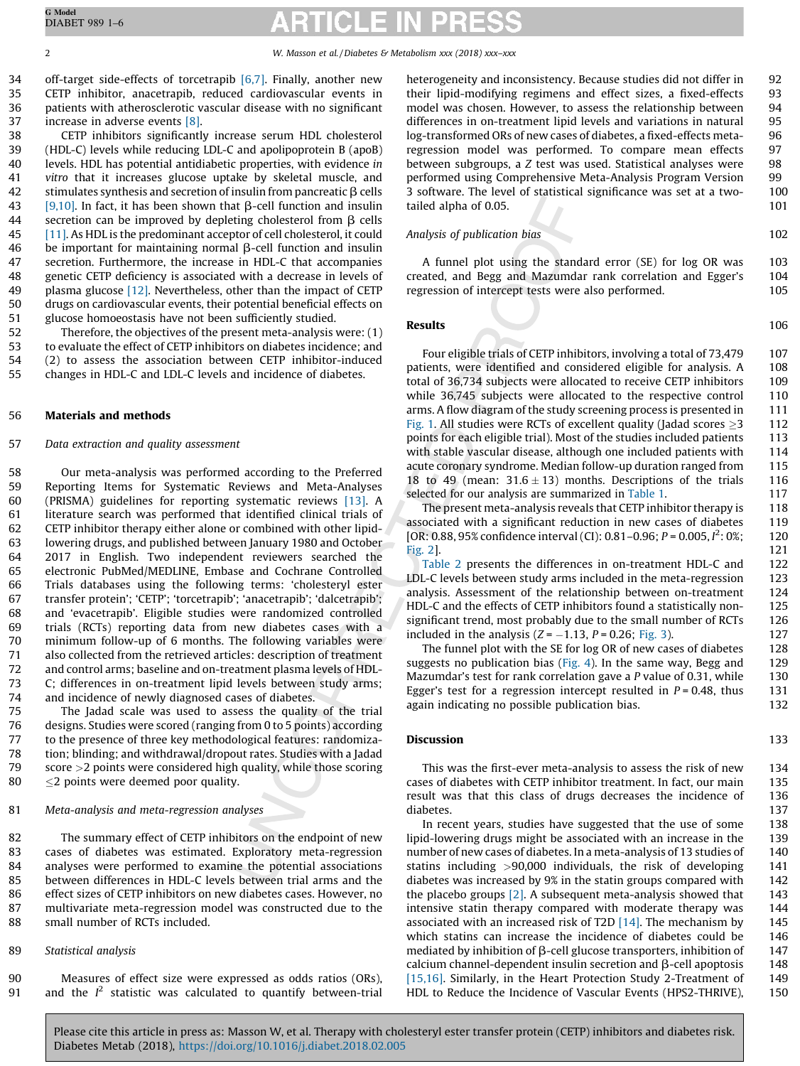off-target side-effects of torcetrapib [6,7]. Finally, another new CETP inhibitor, anacetrapib, reduced cardiovascular events in patients with atherosclerotic vascular disease with no significant increase in adverse events [8].

CETP inhibitors significantly increase serum HDL cholesterol (HDL-C) levels while reducing LDL-C and apolipoprotein B (apoB) levels. HDL has potential antidiabetic properties, with evidence *in vitro* that it increases glucose uptake by skeletal muscle, and stimulates synthesis and secretion of insulin from pancreatic β cells [9,10]. In fact, it has been shown that β-cell function and insulin secretion can be improved by depleting cholesterol from β cells [11]. As HDL is the predominant acceptor of cell cholesterol, it could be important for maintaining normal β-cell function and insulin secretion. Furthermore, the increase in HDL-C that accompanies genetic CETP deficiency is associated with a decrease in levels of plasma glucose [12]. Nevertheless, other than the impact of CETP drugs on cardiovascular events, their potential beneficial effects on glucose homoeostasis have not been sufficiently studied.

Therefore, the objectives of the present meta-analysis were: (1) to evaluate the effect of CETP inhibitors on diabetes incidence; and (2) to assess the association between CETP inhibitor-induced changes in HDL-C and LDL-C levels and incidence of diabetes.

## Materials and methods

### *Data extraction and quality assessment*

Our meta-analysis was performed according to the Preferred Reporting Items for Systematic Reviews and Meta-Analyses (PRISMA) guidelines for reporting systematic reviews [13]. A literature search was performed that identified clinical trials of CETP inhibitor therapy either alone or combined with other lipid-lowering drugs, and published between January 1980 and October 2017 in English. Two independent reviewers searched the electronic PubMed/MEDLINE, Embase and Cochrane Controlled Trials databases using the following terms: 'cholesteryl ester transfer protein'; 'CETP'; 'torcetrapib'; 'anacetrapib'; 'dalcetrapib'; and 'evacetrapib'. Eligible studies were randomized controlled trials (RCTs) reporting data from new diabetes cases with a minimum follow-up of 6 months. The following variables were also collected from the retrieved articles: description of treatment and control arms; baseline and on-treatment plasma levels of HDL-C; differences in on-treatment lipid levels between study arms; and incidence of newly diagnosed cases of diabetes.

The Jadad scale was used to assess the quality of the trial designs. Studies were scored (ranging from 0 to 5 points) according to the presence of three key methodological features: randomization; blinding; and withdrawal/dropout rates. Studies with a Jadad score >2 points were considered high quality, while those scoring ≤2 points were deemed poor quality.

### *Meta-analysis and meta-regression analyses*

The summary effect of CETP inhibitors on the endpoint of new cases of diabetes was estimated. Exploratory meta-regression analyses were performed to examine the potential associations between differences in HDL-C levels between trial arms and the effect sizes of CETP inhibitors on new diabetes cases. However, no multivariate meta-regression model was constructed due to the small number of RCTs included.

### *Statistical analysis*

Measures of effect size were expressed as odds ratios (ORs), and the $I^2$ statistic was calculated to quantify between-trial heterogeneity and inconsistency. Because studies did not differ in their lipid-modifying regimens and effect sizes, a fixed-effects model was chosen. However, to assess the relationship between differences in on-treatment lipid levels and variations in natural log-transformed ORs of new cases of diabetes, a fixed-effects meta-regression model was performed. To compare mean effects between subgroups, a $Z$ test was used. Statistical analyses were performed using Comprehensive Meta-Analysis Program Version 3 software. The level of statistical significance was set at a two-tailed alpha of 0.05.

### *Analysis of publication bias*

A funnel plot using the standard error (SE) for log OR was created, and Begg and Mazumdar rank correlation and Egger's regression of intercept tests were also performed.

## Results

Four eligible trials of CETP inhibitors, involving a total of 73,479 patients, were identified and considered eligible for analysis. A total of 36,734 subjects were allocated to receive CETP inhibitors while 36,745 subjects were allocated to the respective control arms. A flow diagram of the study screening process is presented in Fig. 1. All studies were RCTs of excellent quality (Jadad scores ≥3 points for each eligible trial). Most of the studies included patients with stable vascular disease, although one included patients with acute coronary syndrome. Median follow-up duration ranged from 18 to 49 (mean: 31.6 ± 13) months. Descriptions of the trials selected for our analysis are summarized in Table 1.

The present meta-analysis reveals that CETP inhibitor therapy is associated with a significant reduction in new cases of diabetes [OR: 0.88, 95% confidence interval (CI): 0.81–0.96; $P = 0.005$, $I^2$: 0%; Fig. 2].

Table 2 presents the differences in on-treatment HDL-C and LDL-C levels between study arms included in the meta-regression analysis. Assessment of the relationship between on-treatment HDL-C and the effects of CETP inhibitors found a statistically non-significant trend, most probably due to the small number of RCTs included in the analysis ($Z = -1.13$, $P = 0.26$; Fig. 3).

The funnel plot with the SE for log OR of new cases of diabetes suggests no publication bias (Fig. 4). In the same way, Begg and Mazumdar's test for rank correlation gave a $P$ value of 0.31, while Egger's test for a regression intercept resulted in $P = 0.48$, thus again indicating no possible publication bias.

## Discussion

This was the first-ever meta-analysis to assess the risk of new cases of diabetes with CETP inhibitor treatment. In fact, our main result was that this class of drugs decreases the incidence of diabetes.

In recent years, studies have suggested that the use of some lipid-lowering drugs might be associated with an increase in the number of new cases of diabetes. In a meta-analysis of 13 studies of statins including >90,000 individuals, the risk of developing diabetes was increased by 9% in the statin groups compared with the placebo groups [2]. A subsequent meta-analysis showed that intensive statin therapy compared with moderate therapy was associated with an increased risk of T2D [14]. The mechanism by which statins can increase the incidence of diabetes could be mediated by inhibition of β-cell glucose transporters, inhibition of calcium channel-dependent insulin secretion and β-cell apoptosis [15,16]. Similarly, in the Heart Protection Study 2-Treatment of HDL to Reduce the Incidence of Vascular Events (HPS2-THRIVE),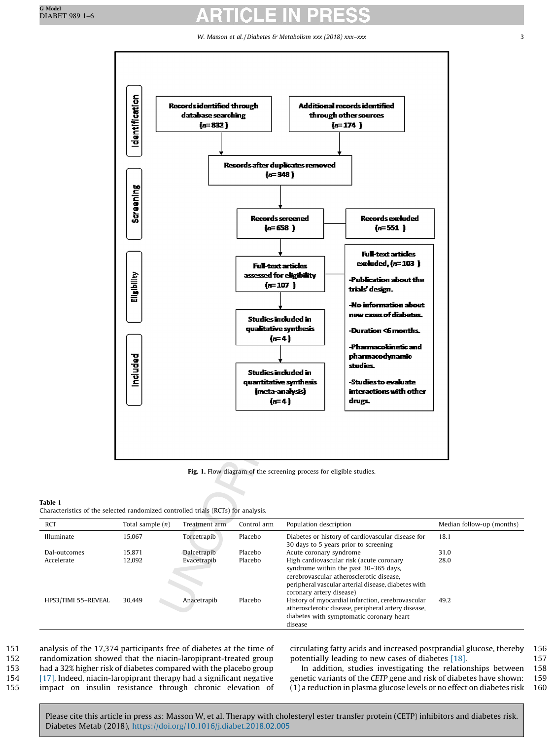Records identified through database searching (n = 832)

Additional records identified through other sources (n = 174)

Records after duplicates removed (n = 348)

Records screened (n = 658)

Records excluded (n = 551)

Full-text articles assessed for eligibility (n = 107)

Full-text articles excluded, (n = 103)

- Publication about the trials' design.
- No information about new cases of diabetes.
- Duration <6 months.
- Pharmacokinetic and pharmacodynamic studies.
- Studies to evaluate interactions with other drugs.

Studies included in qualitative synthesis (n = 4)

Studies included in quantitative synthesis (meta-analysis) (n = 4)

Identification / Screening / Eligibility / Included

**Fig. 1.** Flow diagram of the screening process for eligible studies.

**Table 1**
Characteristics of the selected randomized controlled trials (RCTs) for analysis.

| RCT | Total sample (n) | Treatment arm | Control arm | Population description | Median follow-up (months) |
|---|---|---|---|---|---|
| Illuminate | 15,067 | Torcetrapib | Placebo | Diabetes or history of cardiovascular disease for 30 days to 5 years prior to screening | 18.1 |
| Dal-outcomes | 15,871 | Dalcetrapib | Placebo | Acute coronary syndrome | 31.0 |
| Accelerate | 12,092 | Evacetrapib | Placebo | High cardiovascular risk (acute coronary syndrome within the past 30–365 days, cerebrovascular atherosclerotic disease, peripheral vascular arterial disease, diabetes with coronary artery disease) | 28.0 |
| HPS3/TIMI 55–REVEAL | 30,449 | Anacetrapib | Placebo | History of myocardial infarction, cerebrovascular atherosclerotic disease, peripheral artery disease, diabetes with symptomatic coronary heart disease | 49.2 |

analysis of the 17,374 participants free of diabetes at the time of randomization showed that the niacin-laropiprant-treated group had a 32% higher risk of diabetes compared with the placebo group [17]. Indeed, niacin-laropiprant therapy had a significant negative impact on insulin resistance through chronic elevation of circulating fatty acids and increased postprandial glucose, thereby potentially leading to new cases of diabetes [18].

In addition, studies investigating the relationships between genetic variants of the *CETP* gene and risk of diabetes have shown: (1) a reduction in plasma glucose levels or no effect on diabetes risk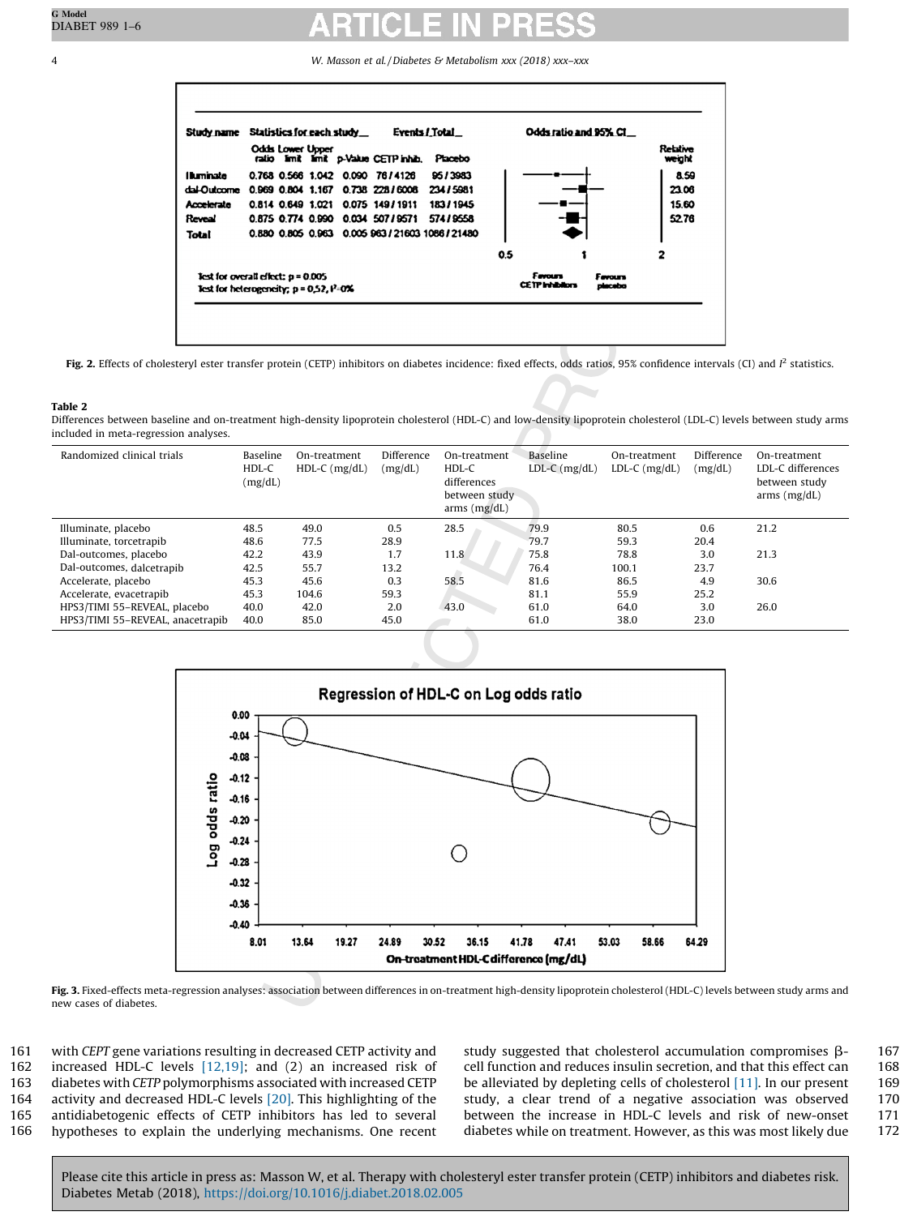Fig. 2. Effects of cholesteryl ester transfer protein (CETP) inhibitors on diabetes incidence: fixed effects, odds ratios, 95% confidence intervals (CI) and $I^2$ statistics.

**Table 2**
Differences between baseline and on-treatment high-density lipoprotein cholesterol (HDL-C) and low-density lipoprotein cholesterol (LDL-C) levels between study arms included in meta-regression analyses.

| Randomized clinical trials | Baseline HDL-C (mg/dL) | On-treatment HDL-C (mg/dL) | Difference (mg/dL) | On-treatment HDL-C differences between study arms (mg/dL) | Baseline LDL-C (mg/dL) | On-treatment LDL-C (mg/dL) | Difference (mg/dL) | On-treatment LDL-C differences between study arms (mg/dL) |
|---|---|---|---|---|---|---|---|---|
| Illuminate, placebo | 48.5 | 49.0 | 0.5 | 28.5 | 79.9 | 80.5 | 0.6 | 21.2 |
| Illuminate, torcetrapib | 48.6 | 77.5 | 28.9 | | 79.7 | 59.3 | 20.4 | |
| Dal-outcomes, placebo | 42.2 | 43.9 | 1.7 | 11.8 | 75.8 | 78.8 | 3.0 | 21.3 |
| Dal-outcomes, dalcetrapib | 42.5 | 55.7 | 13.2 | | 76.4 | 100.1 | 23.7 | |
| Accelerate, placebo | 45.3 | 45.6 | 0.3 | 58.5 | 81.6 | 86.5 | 4.9 | 30.6 |
| Accelerate, evacetrapib | 45.3 | 104.6 | 59.3 | | 81.1 | 55.9 | 25.2 | |
| HPS3/TIMI 55–REVEAL, placebo | 40.0 | 42.0 | 2.0 | 43.0 | 61.0 | 64.0 | 3.0 | 26.0 |
| HPS3/TIMI 55–REVEAL, anacetrapib | 40.0 | 85.0 | 45.0 | | 61.0 | 38.0 | 23.0 | |

Fig. 3. Fixed-effects meta-regression analyses: association between differences in on-treatment high-density lipoprotein cholesterol (HDL-C) levels between study arms and new cases of diabetes.

with *CEPT* gene variations resulting in decreased CETP activity and increased HDL-C levels [12,19]; and (2) an increased risk of diabetes with *CETP* polymorphisms associated with increased CETP activity and decreased HDL-C levels [20]. This highlighting of the antidiabetogenic effects of CETP inhibitors has led to several hypotheses to explain the underlying mechanisms. One recent study suggested that cholesterol accumulation compromises β-cell function and reduces insulin secretion, and that this effect can be alleviated by depleting cells of cholesterol [11]. In our present study, a clear trend of a negative association was observed between the increase in HDL-C levels and risk of new-onset diabetes while on treatment. However, as this was most likely due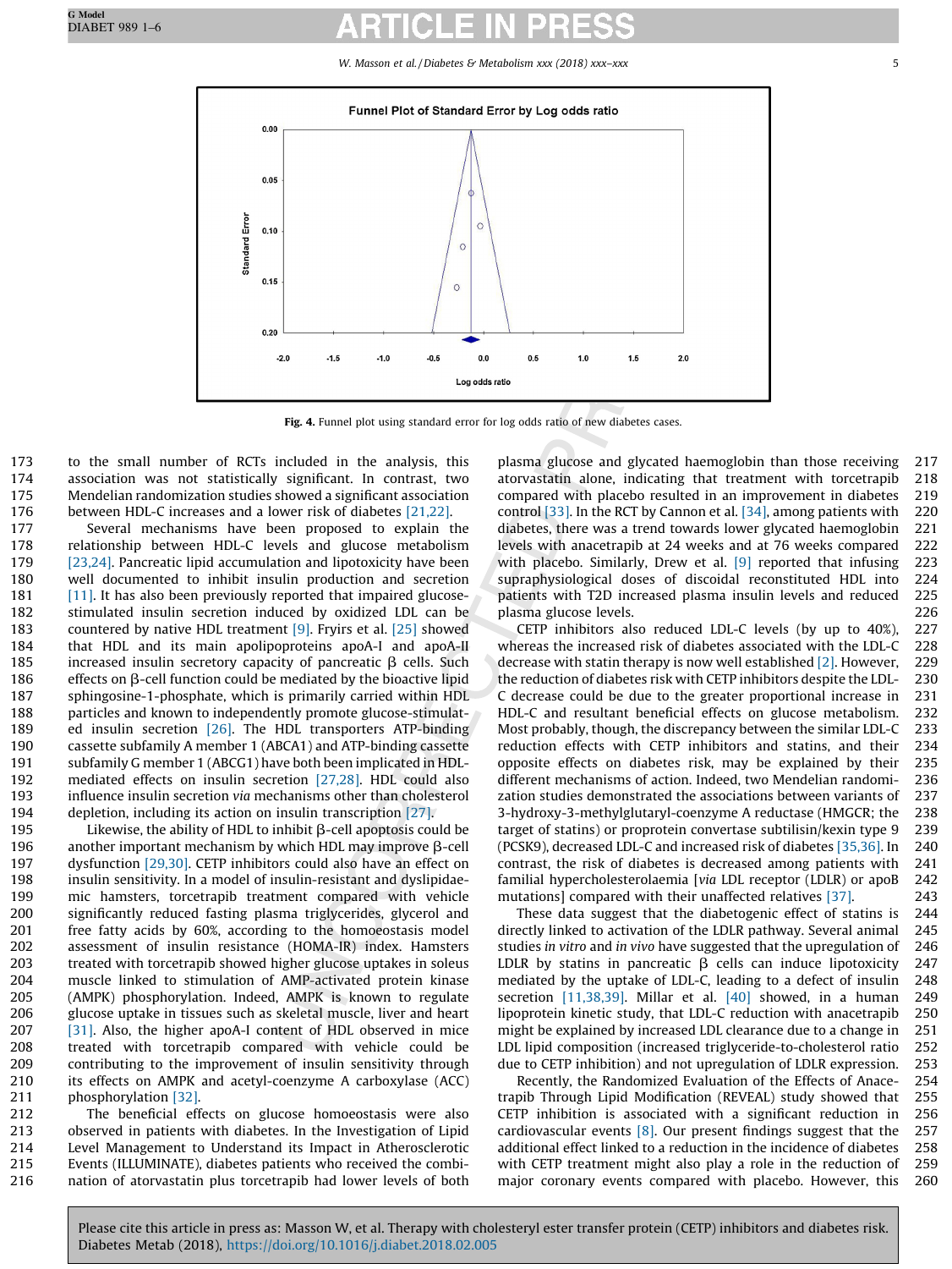Fig. 4. Funnel plot using standard error for log odds ratio of new diabetes cases.

to the small number of RCTs included in the analysis, this association was not statistically significant. In contrast, two Mendelian randomization studies showed a significant association between HDL-C increases and a lower risk of diabetes [21,22].

Several mechanisms have been proposed to explain the relationship between HDL-C levels and glucose metabolism [23,24]. Pancreatic lipid accumulation and lipotoxicity have been well documented to inhibit insulin production and secretion [11]. It has also been previously reported that impaired glucose-stimulated insulin secretion induced by oxidized LDL can be countered by native HDL treatment [9]. Fryirs et al. [25] showed that HDL and its main apolipoproteins apoA-I and apoA-II increased insulin secretory capacity of pancreatic β cells. Such effects on β-cell function could be mediated by the bioactive lipid sphingosine-1-phosphate, which is primarily carried within HDL particles and known to independently promote glucose-stimulated insulin secretion [26]. The HDL transporters ATP-binding cassette subfamily A member 1 (ABCA1) and ATP-binding cassette subfamily G member 1 (ABCG1) have both been implicated in HDL-mediated effects on insulin secretion [27,28]. HDL could also influence insulin secretion *via* mechanisms other than cholesterol depletion, including its action on insulin transcription [27].

Likewise, the ability of HDL to inhibit β-cell apoptosis could be another important mechanism by which HDL may improve β-cell dysfunction [29,30]. CETP inhibitors could also have an effect on insulin sensitivity. In a model of insulin-resistant and dyslipidaemic hamsters, torcetrapib treatment compared with vehicle significantly reduced fasting plasma triglycerides, glycerol and free fatty acids by 60%, according to the homoeostasis model assessment of insulin resistance (HOMA-IR) index. Hamsters treated with torcetrapib showed higher glucose uptakes in soleus muscle linked to stimulation of AMP-activated protein kinase (AMPK) phosphorylation. Indeed, AMPK is known to regulate glucose uptake in tissues such as skeletal muscle, liver and heart [31]. Also, the higher apoA-I content of HDL observed in mice treated with torcetrapib compared with vehicle could be contributing to the improvement of insulin sensitivity through its effects on AMPK and acetyl-coenzyme A carboxylase (ACC) phosphorylation [32].

The beneficial effects on glucose homoeostasis were also observed in patients with diabetes. In the Investigation of Lipid Level Management to Understand its Impact in Atherosclerotic Events (ILLUMINATE), diabetes patients who received the combination of atorvastatin plus torcetrapib had lower levels of both plasma glucose and glycated haemoglobin than those receiving atorvastatin alone, indicating that treatment with torcetrapib compared with placebo resulted in an improvement in diabetes control [33]. In the RCT by Cannon et al. [34], among patients with diabetes, there was a trend towards lower glycated haemoglobin levels with anacetrapib at 24 weeks and at 76 weeks compared with placebo. Similarly, Drew et al. [9] reported that infusing supraphysiological doses of discoidal reconstituted HDL into patients with T2D increased plasma insulin levels and reduced plasma glucose levels.

CETP inhibitors also reduced LDL-C levels (by up to 40%), whereas the increased risk of diabetes associated with the LDL-C decrease with statin therapy is now well established [2]. However, the reduction of diabetes risk with CETP inhibitors despite the LDL-C decrease could be due to the greater proportional increase in HDL-C and resultant beneficial effects on glucose metabolism. Most probably, though, the discrepancy between the similar LDL-C reduction effects with CETP inhibitors and statins, and their opposite effects on diabetes risk, may be explained by their different mechanisms of action. Indeed, two Mendelian randomization studies demonstrated the associations between variants of 3-hydroxy-3-methylglutaryl-coenzyme A reductase (HMGCR; the target of statins) or proprotein convertase subtilisin/kexin type 9 (PCSK9), decreased LDL-C and increased risk of diabetes [35,36]. In contrast, the risk of diabetes is decreased among patients with familial hypercholesterolaemia [*via* LDL receptor (LDLR) or apoB mutations] compared with their unaffected relatives [37].

These data suggest that the diabetogenic effect of statins is directly linked to activation of the LDLR pathway. Several animal studies *in vitro* and *in vivo* have suggested that the upregulation of LDLR by statins in pancreatic β cells can induce lipotoxicity mediated by the uptake of LDL-C, leading to a defect of insulin secretion [11,38,39]. Millar et al. [40] showed, in a human lipoprotein kinetic study, that LDL-C reduction with anacetrapib might be explained by increased LDL clearance due to a change in LDL lipid composition (increased triglyceride-to-cholesterol ratio due to CETP inhibition) and not upregulation of LDLR expression.

Recently, the Randomized Evaluation of the Effects of Anacetrapib Through Lipid Modification (REVEAL) study showed that CETP inhibition is associated with a significant reduction in cardiovascular events [8]. Our present findings suggest that the additional effect linked to a reduction in the incidence of diabetes with CETP treatment might also play a role in the reduction of major coronary events compared with placebo. However, this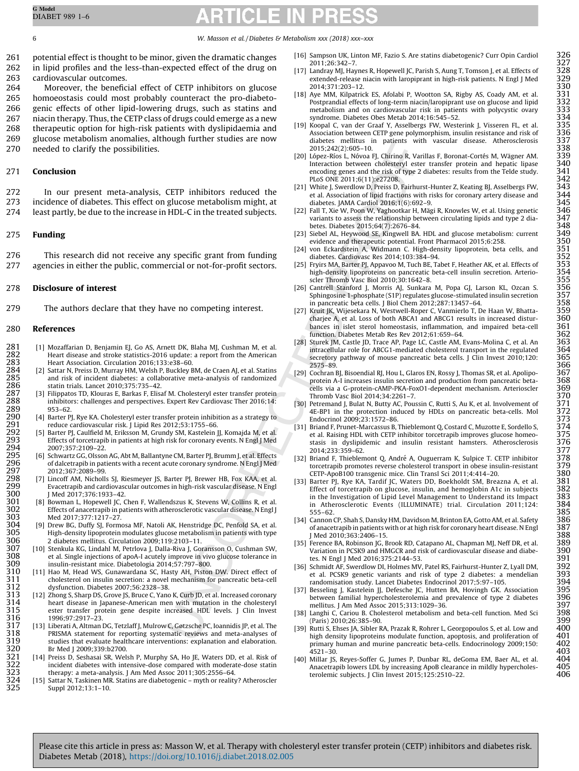potential effect is thought to be minor, given the dramatic changes in lipid profiles and the less-than-expected effect of the drug on cardiovascular outcomes.

Moreover, the beneficial effect of CETP inhibitors on glucose homoeostasis could most probably counteract the pro-diabetogenic effects of other lipid-lowering drugs, such as statins and niacin therapy. Thus, the CETP class of drugs could emerge as a new therapeutic option for high-risk patients with dyslipidaemia and glucose metabolism anomalies, although further studies are now needed to clarify the possibilities.

## Conclusion

In our present meta-analysis, CETP inhibitors reduced the incidence of diabetes. This effect on glucose metabolism might, at least partly, be due to the increase in HDL-C in the treated subjects.

## Funding

This research did not receive any specific grant from funding agencies in either the public, commercial or not-for-profit sectors.

## Disclosure of interest

The authors declare that they have no competing interest.

## References

[1] Mozaffarian D, Benjamin EJ, Go AS, Arnett DK, Blaha MJ, Cushman M, et al. Heart disease and stroke statistics-2016 update: a report from the American Heart Association. Circulation 2016;133:e38–60.

[2] Sattar N, Preiss D, Murray HM, Welsh P, Buckley BM, de Craen AJ, et al. Statins and risk of incident diabetes: a collaborative meta-analysis of randomized statin trials. Lancet 2010;375:735–42.

[3] Filippatos TD, Klouras E, Barkas F, Elisaf M. Cholesteryl ester transfer protein inhibitors: challenges and perspectives. Expert Rev Cardiovasc Ther 2016;14:953–62.

[4] Barter PJ, Rye KA. Cholesteryl ester transfer protein inhibition as a strategy to reduce cardiovascular risk. J Lipid Res 2012;53:1755–66.

[5] Barter PJ, Caulfield M, Eriksson M, Grundy SM, Kastelein JJ, Komajda M, et al. Effects of torcetrapib in patients at high risk for coronary events. N Engl J Med 2007;357:2109–22.

[6] Schwartz GG, Olsson AG, Abt M, Ballantyne CM, Barter PJ, Brumm J, et al. Effects of dalcetrapib in patients with a recent acute coronary syndrome. N Engl J Med 2012;367:2089–99.

[7] Lincoff AM, Nicholls SJ, Riesmeyer JS, Barter PJ, Brewer HB, Fox KAA, et al. Evacetrapib and cardiovascular outcomes in high-risk vascular disease. N Engl J Med 2017;376:1933–42.

[8] Bowman L, Hopewell JC, Chen F, Wallendszus K, Stevens W, Collins R, et al. Effects of anacetrapib in patients with atherosclerotic vascular disease. N Engl J Med 2017;377:1217–27.

[9] Drew BG, Duffy SJ, Formosa MF, Natoli AK, Henstridge DC, Penfold SA, et al. High-density lipoprotein modulates glucose metabolism in patients with type 2 diabetes mellitus. Circulation 2009;119:2103–11.

[10] Stenkula KG, Lindahl M, Petrlova J, Dalla-Riva J, Goransson O, Cushman SW, et al. Single injections of apoA-I acutely improve in vivo glucose tolerance in insulin-resistant mice. Diabetologia 2014;57:797–800.

[11] Hao M, Head WS, Gunawardana SC, Hasty AH, Piston DW. Direct effect of cholesterol on insulin secretion: a novel mechanism for pancreatic beta-cell dysfunction. Diabetes 2007;56:2328–38.

[12] Zhong S, Sharp DS, Grove JS, Bruce C, Yano K, Curb JD, et al. Increased coronary heart disease in Japanese-American men with mutation in the cholesteryl ester transfer protein gene despite increased HDL levels. J Clin Invest 1996;97:2917–23.

[13] Liberati A, Altman DG, Tetzlaff J, Mulrow C, Gøtzsche PC, Ioannidis JP, et al. The PRISMA statement for reporting systematic reviews and meta-analyses of studies that evaluate healthcare interventions: explanation and elaboration. Br Med J 2009;339:b2700.

[14] Preiss D, Seshasai SR, Welsh P, Murphy SA, Ho JE, Waters DD, et al. Risk of incident diabetes with intensive-dose compared with moderate-dose statin therapy: a meta-analysis. J Am Med Assoc 2011;305:2556–64.

[15] Sattar N, Taskinen MR. Statins are diabetogenic – myth or reality? Atheroscler Suppl 2012;13:1–10.

[16] Sampson UK, Linton MF, Fazio S. Are statins diabetogenic? Curr Opin Cardiol 2011;26:342–7.

[17] Landray MJ, Haynes R, Hopewell JC, Parish S, Aung T, Tomson J, et al. Effects of extended-release niacin with laropiprant in high-risk patients. N Engl J Med 2014;371:203–12.

[18] Aye MM, Kilpatrick ES, Afolabi P, Wootton SA, Rigby AS, Coady AM, et al. Postprandial effects of long-term niacin/laropiprant use on glucose and lipid metabolism and on cardiovascular risk in patients with polycystic ovary syndrome. Diabetes Obes Metab 2014;16:545–52.

[19] Koopal C, van der Graaf Y, Asselbergs FW, Westerink J, Visseren FL, et al. Association between CETP gene polymorphism, insulin resistance and risk of diabetes mellitus in patients with vascular disease. Atherosclerosis 2015;242(2):605–10.

[20] López-Ríos L, Nóvoa FJ, Chirino R, Varillas F, Boronat-Cortés M, Wägner AM. Interaction between cholesteryl ester transfer protein and hepatic lipase encoding genes and the risk of type 2 diabetes: results from the Telde study. PLoS ONE 2011;6(11):e27208.

[21] White J, Swerdlow D, Preiss D, Fairhurst-Hunter Z, Keating BJ, Asselbergs FW, et al. Association of lipid fractions with risks for coronary artery disease and diabetes. JAMA Cardiol 2016;1(6):692–9.

[22] Fall T, Xie W, Poon W, Yaghootkar H, Mägi R, Knowles W, et al. Using genetic variants to assess the relationship between circulating lipids and type 2 diabetes. Diabetes 2015;64(7):2676–84.

[23] Siebel AL, Heywood SE, Kingwell BA. HDL and glucose metabolism: current evidence and therapeutic potential. Front Pharmacol 2015;6:258.

[24] von Eckardstein A, Widmann C. High-density lipoprotein, beta cells, and diabetes. Cardiovasc Res 2014;103:384–94.

[25] Fryirs MA, Barter PJ, Appavoo M, Tuch BE, Tabet F, Heather AK, et al. Effects of high-density lipoproteins on pancreatic beta-cell insulin secretion. Arterioscler Thromb Vasc Biol 2010;30:1642–8.

[26] Cantrell Stanford J, Morris AJ, Sunkara M, Popa GJ, Larson KL, Ozcan S. Sphingosine 1-phosphate (S1P) regulates glucose-stimulated insulin secretion in pancreatic beta cells. J Biol Chem 2012;287:13457–64.

[27] Kruit JK, Wijesekara N, Westwell-Roper C, Vanmierlo T, De Haan W, Bhattacharjee A, et al. Loss of both ABCA1 and ABCG1 results in increased disturbances in islet sterol homeostasis, inflammation, and impaired beta-cell function. Diabetes 2012;61:659–64.

[28] Sturek JM, Castle JD, Trace AP, Page LC, Castle AM, Evans-Molina C, et al. An intracellular role for ABCG1-mediated cholesterol transport in the regulated secretory pathway of mouse pancreatic beta cells. J Clin Invest 2010;120:2575–89.

[29] Cochran BJ, Bisoendial RJ, Hou L, Glaros EN, Rossy J, Thomas SR, et al. Apolipoprotein A-I increases insulin secretion and production from pancreatic beta-cells via a G-protein-cAMP-PKA-FoxO1-dependent mechanism. Arterioscler Thromb Vasc Biol 2014;34:2261–7.

[30] Petremand J, Bulat N, Butty AC, Poussin C, Rutti S, Au K, et al. Involvement of 4E-BP1 in the protection induced by HDLs on pancreatic beta-cells. Mol Endocrinol 2009;23:1572–86.

[31] Briand F, Prunet-Marcassus B, Thieblemont Q, Costard C, Muzotte E, Sordello S, et al. Raising HDL with CETP inhibitor torcetrapib improves glucose homeostasis in dyslipidemic and insulin resistant hamsters. Atherosclerosis 2014;233:359–62.

[32] Briand F, Thieblemont Q, André A, Ouguerram K, Sulpice T. CETP inhibitor torcetrapib promotes reverse cholesterol transport in obese insulin-resistant CETP-ApoB100 transgenic mice. Clin Transl Sci 2011;4:414–20.

[33] Barter PJ, Rye KA, Tardif JC, Waters DD, Boekholdt SM, Breazna A, et al. Effect of torcetrapib on glucose, insulin, and hemoglobin A1c in subjects in the Investigation of Lipid Level Management to Understand its Impact in Atherosclerotic Events (ILLUMINATE) trial. Circulation 2011;124:555–62.

[34] Cannon CP, Shah S, Dansky HM, Davidson M, Brinton EA, Gotto AM, et al. Safety of anacetrapib in patients with or at high risk for coronary heart disease. N Engl J Med 2010;363:2406–15.

[35] Ference BA, Robinson JG, Brook RD, Catapano AL, Chapman MJ, Neff DR, et al. Variation in PCSK9 and HMGCR and risk of cardiovascular disease and diabetes. N Engl J Med 2016;375:2144–53.

[36] Schmidt AF, Swerdlow DI, Holmes MV, Patel RS, Fairhurst-Hunter Z, Lyall DM, et al. PCSK9 genetic variants and risk of type 2 diabetes: a mendelian randomisation study. Lancet Diabetes Endocrinol 2017;5:97–105.

[37] Besseling J, Kastelein JJ, Defesche JC, Hutten BA, Hovingh GK. Association between familial hypercholesterolemia and prevalence of type 2 diabetes mellitus. J Am Med Assoc 2015;313:1029–36.

[38] Langhi C, Cariou B. Cholesterol metabolism and beta-cell function. Med Sci (Paris) 2010;26:385–90.

[39] Rutti S, Ehses JA, Sibler RA, Prazak R, Rohrer L, Georgopoulos S, et al. Low and high density lipoproteins modulate function, apoptosis, and proliferation of primary human and murine pancreatic beta-cells. Endocrinology 2009;150:4521–30.

[40] Millar JS, Reyes-Soffer G, Jumes P, Dunbar RL, deGoma EM, Baer AL, et al. Anacetrapib lowers LDL by increasing ApoB clearance in mildly hypercholesterolemic subjects. J Clin Invest 2015;125:2510–22.

Please cite this article in press as: Masson W, et al. Therapy with cholesteryl ester transfer protein (CETP) inhibitors and diabetes risk. Diabetes Metab (2018), https://doi.org/10.1016/j.diabet.2018.02.005